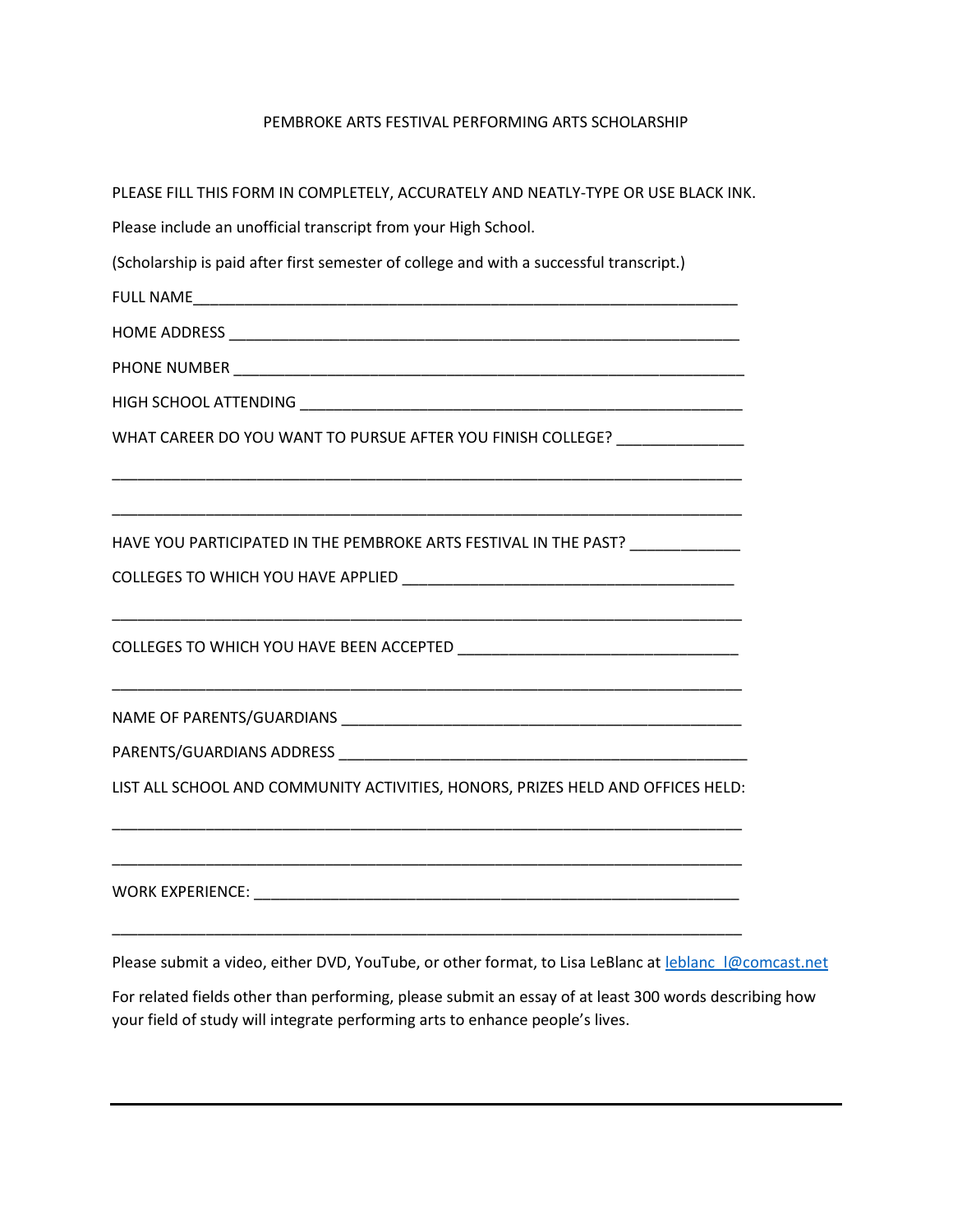# PEMBROKE ARTS FESTIVAL PERFORMING ARTS SCHOLARSHIP

PLEASE FILL THIS FORM IN COMPLETELY, ACCURATELY AND NEATLY-TYPE OR USE BLACK INK.

Please include an unofficial transcript from your High School.

(Scholarship is paid after first semester of college and with a successful transcript.)

FULL NAME_________________________________________________________________

HOME ADDRESS ______________________________________________________________

PHONE NUMBER ______________________________________________________________

HIGH SCHOOL ATTENDING ______________________________________________________

WHAT CAREER DO YOU WANT TO PURSUE AFTER YOU FINISH COLLEGE? _______________

__________________________________________________________________________

__________________________________________________________________________

HAVE YOU PARTICIPATED IN THE PEMBROKE ARTS FESTIVAL IN THE PAST? _____________

COLLEGES TO WHICH YOU HAVE APPLIED ________________________________________

__________________________________________________________________________

COLLEGES TO WHICH YOU HAVE BEEN ACCEPTED __________________________________

__________________________________________________________________________

NAME OF PARENTS/GUARDIANS _______________________________________________

PARENTS/GUARDIANS ADDRESS _______________________________________________

LIST ALL SCHOOL AND COMMUNITY ACTIVITIES, HONORS, PRIZES HELD AND OFFICES HELD:

__________________________________________________________________________

__________________________________________________________________________

WORK EXPERIENCE: _________________________________________________________

__________________________________________________________________________

Please submit a video, either DVD, YouTube, or other format, to Lisa LeBlanc at leblanc_l@comcast.net

For related fields other than performing, please submit an essay of at least 300 words describing how your field of study will integrate performing arts to enhance people's lives.

---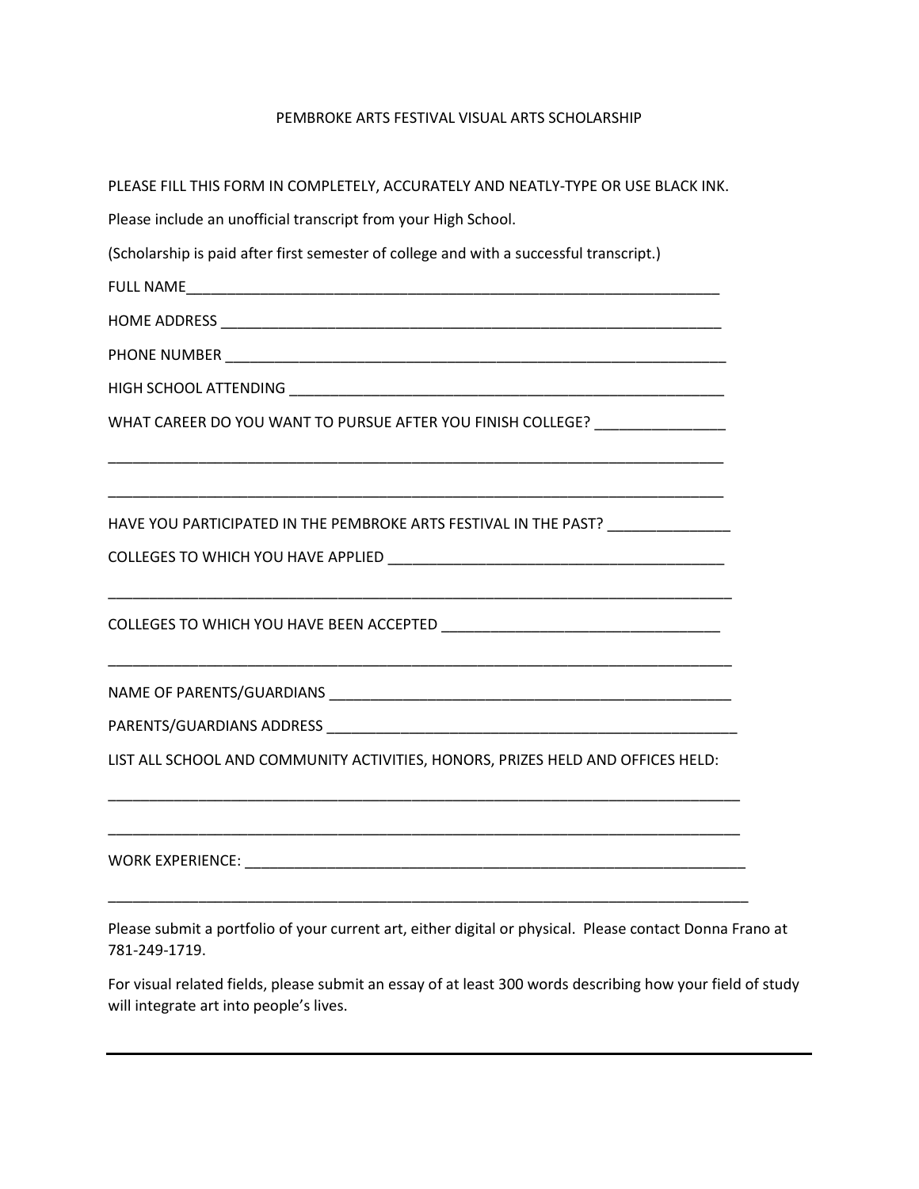# PEMBROKE ARTS FESTIVAL VISUAL ARTS SCHOLARSHIP

PLEASE FILL THIS FORM IN COMPLETELY, ACCURATELY AND NEATLY-TYPE OR USE BLACK INK.

Please include an unofficial transcript from your High School.

(Scholarship is paid after first semester of college and with a successful transcript.)

FULL NAME____________________________________________________________________

HOME ADDRESS _________________________________________________________________

PHONE NUMBER _________________________________________________________________

HIGH SCHOOL ATTENDING _________________________________________________________

WHAT CAREER DO YOU WANT TO PURSUE AFTER YOU FINISH COLLEGE? _______________

_____________________________________________________________________________

_____________________________________________________________________________

HAVE YOU PARTICIPATED IN THE PEMBROKE ARTS FESTIVAL IN THE PAST? ______________

COLLEGES TO WHICH YOU HAVE APPLIED _________________________________________

_____________________________________________________________________________

COLLEGES TO WHICH YOU HAVE BEEN ACCEPTED __________________________________

_____________________________________________________________________________

NAME OF PARENTS/GUARDIANS _____________________________________________

PARENTS/GUARDIANS ADDRESS _____________________________________________

LIST ALL SCHOOL AND COMMUNITY ACTIVITIES, HONORS, PRIZES HELD AND OFFICES HELD:

_____________________________________________________________________________

_____________________________________________________________________________

WORK EXPERIENCE: _____________________________________________________________

_____________________________________________________________________________

Please submit a portfolio of your current art, either digital or physical. Please contact Donna Frano at 781-249-1719.

For visual related fields, please submit an essay of at least 300 words describing how your field of study will integrate art into people's lives.